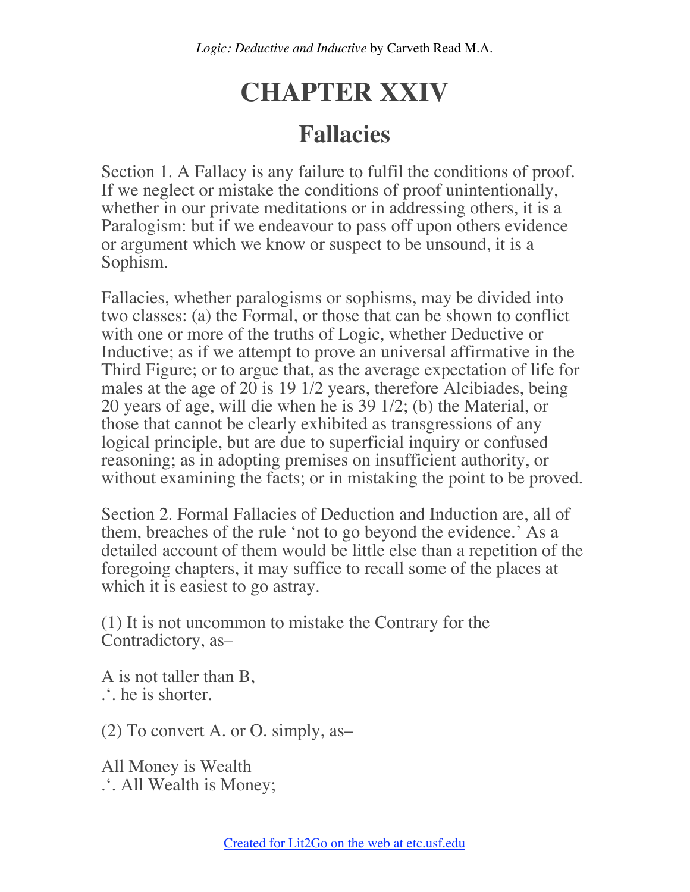# CHAPTER XXIV

## Fallacies

Section 1. A Fallacy is any failure to fulfil the conditions of proof. If we neglect or mistake the conditions of proof unintentionally, whether in our private meditations or in addressing others, it is a Paralogism: but if we endeavour to pass off upon others evidence or argument which we know or suspect to be unsound, it is a Sophism.

Fallacies, whether paralogisms or sophisms, may be divided into two classes: (a) the Formal, or those that can be shown to conflict with one or more of the truths of Logic, whether Deductive or Inductive; as if we attempt to prove an universal affirmative in the Third Figure; or to argue that, as the average expectation of life for males at the age of 20 is 19 1/2 years, therefore Alcibiades, being 20 years of age, will die when he is 39 1/2; (b) the Material, or those that cannot be clearly exhibited as transgressions of any logical principle, but are due to superficial inquiry or confused reasoning; as in adopting premises on insufficient authority, or without examining the facts; or in mistaking the point to be proved.

Section 2. Formal Fallacies of Deduction and Induction are, all of them, breaches of the rule 'not to go beyond the evidence.' As a detailed account of them would be little else than a repetition of the foregoing chapters, it may suffice to recall some of the places at which it is easiest to go astray.

(1) It is not uncommon to mistake the Contrary for the Contradictory, as–

A is not taller than B,
.'. he is shorter.

(2) To convert A. or O. simply, as–

All Money is Wealth
.'. All Wealth is Money;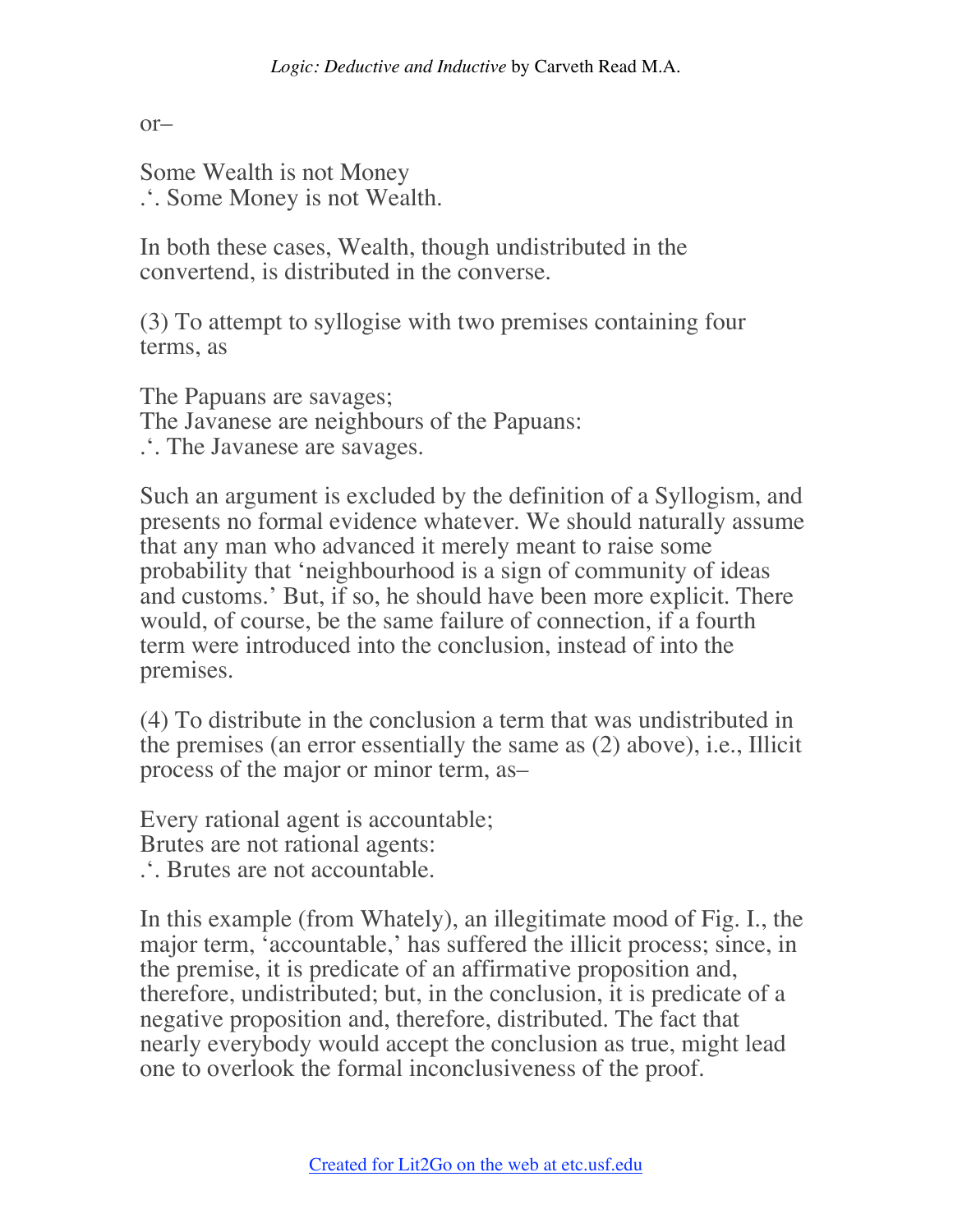or–

Some Wealth is not Money
.'. Some Money is not Wealth.

In both these cases, Wealth, though undistributed in the convertend, is distributed in the converse.

(3) To attempt to syllogise with two premises containing four terms, as

The Papuans are savages;
The Javanese are neighbours of the Papuans:
.'. The Javanese are savages.

Such an argument is excluded by the definition of a Syllogism, and presents no formal evidence whatever. We should naturally assume that any man who advanced it merely meant to raise some probability that 'neighbourhood is a sign of community of ideas and customs.' But, if so, he should have been more explicit. There would, of course, be the same failure of connection, if a fourth term were introduced into the conclusion, instead of into the premises.

(4) To distribute in the conclusion a term that was undistributed in the premises (an error essentially the same as (2) above), i.e., Illicit process of the major or minor term, as–

Every rational agent is accountable;
Brutes are not rational agents:
.'. Brutes are not accountable.

In this example (from Whately), an illegitimate mood of Fig. I., the major term, 'accountable,' has suffered the illicit process; since, in the premise, it is predicate of an affirmative proposition and, therefore, undistributed; but, in the conclusion, it is predicate of a negative proposition and, therefore, distributed. The fact that nearly everybody would accept the conclusion as true, might lead one to overlook the formal inconclusiveness of the proof.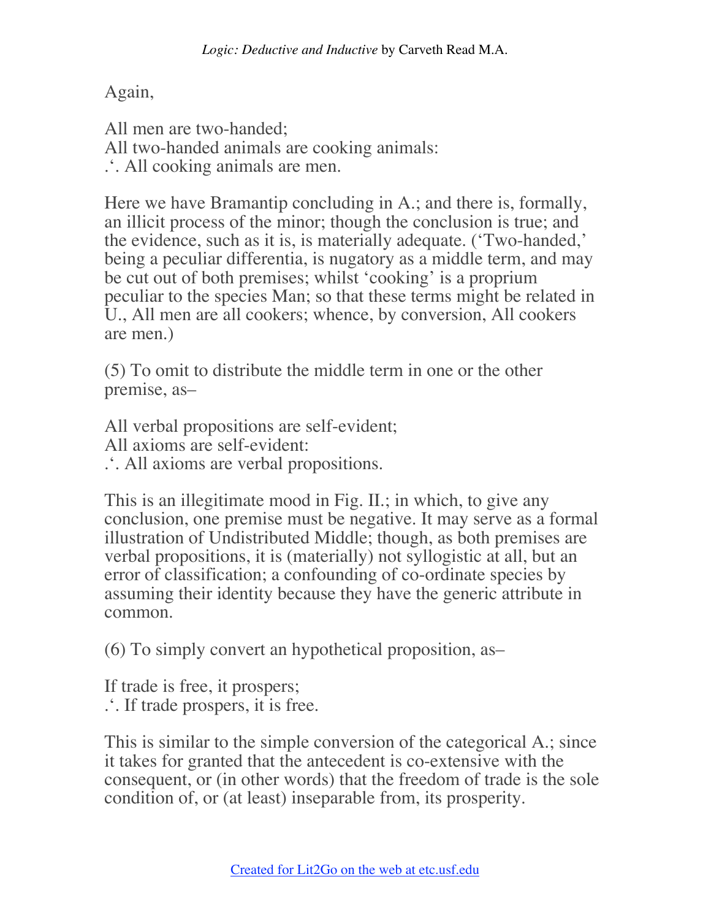Again,

All men are two-handed;  
All two-handed animals are cooking animals:  
.'. All cooking animals are men.

Here we have Bramantip concluding in A.; and there is, formally, an illicit process of the minor; though the conclusion is true; and the evidence, such as it is, is materially adequate. ('Two-handed,' being a peculiar differentia, is nugatory as a middle term, and may be cut out of both premises; whilst 'cooking' is a proprium peculiar to the species Man; so that these terms might be related in U., All men are all cookers; whence, by conversion, All cookers are men.)

(5) To omit to distribute the middle term in one or the other premise, as–

All verbal propositions are self-evident;  
All axioms are self-evident:  
.'. All axioms are verbal propositions.

This is an illegitimate mood in Fig. II.; in which, to give any conclusion, one premise must be negative. It may serve as a formal illustration of Undistributed Middle; though, as both premises are verbal propositions, it is (materially) not syllogistic at all, but an error of classification; a confounding of co-ordinate species by assuming their identity because they have the generic attribute in common.

(6) To simply convert an hypothetical proposition, as–

If trade is free, it prospers;  
.'. If trade prospers, it is free.

This is similar to the simple conversion of the categorical A.; since it takes for granted that the antecedent is co-extensive with the consequent, or (in other words) that the freedom of trade is the sole condition of, or (at least) inseparable from, its prosperity.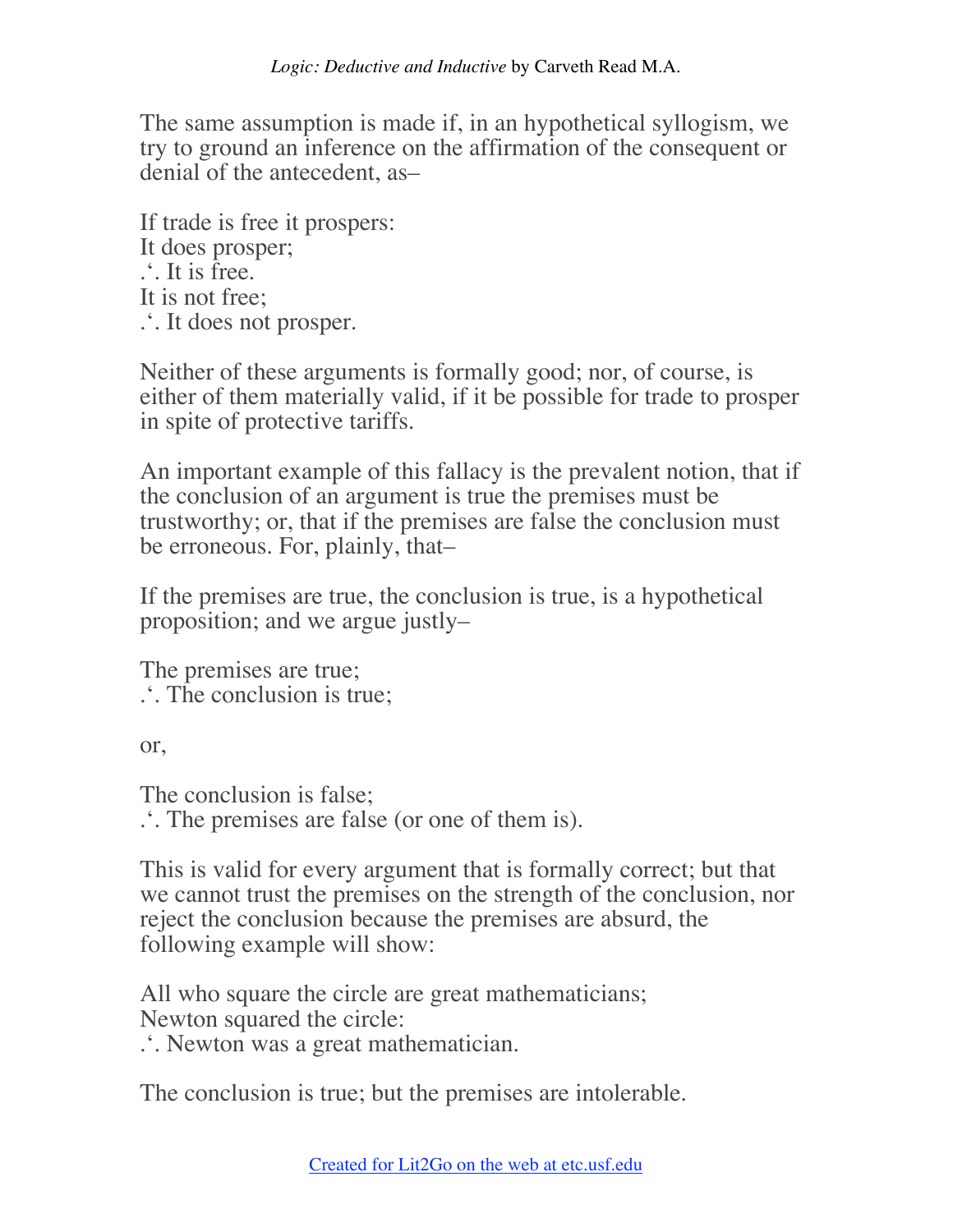The same assumption is made if, in an hypothetical syllogism, we try to ground an inference on the affirmation of the consequent or denial of the antecedent, as–

If trade is free it prospers:  
It does prosper;  
.‘. It is free.  
It is not free;  
.‘. It does not prosper.

Neither of these arguments is formally good; nor, of course, is either of them materially valid, if it be possible for trade to prosper in spite of protective tariffs.

An important example of this fallacy is the prevalent notion, that if the conclusion of an argument is true the premises must be trustworthy; or, that if the premises are false the conclusion must be erroneous. For, plainly, that–

If the premises are true, the conclusion is true, is a hypothetical proposition; and we argue justly–

The premises are true;  
.‘. The conclusion is true;

or,

The conclusion is false;  
.‘. The premises are false (or one of them is).

This is valid for every argument that is formally correct; but that we cannot trust the premises on the strength of the conclusion, nor reject the conclusion because the premises are absurd, the following example will show:

All who square the circle are great mathematicians;  
Newton squared the circle:  
.‘. Newton was a great mathematician.

The conclusion is true; but the premises are intolerable.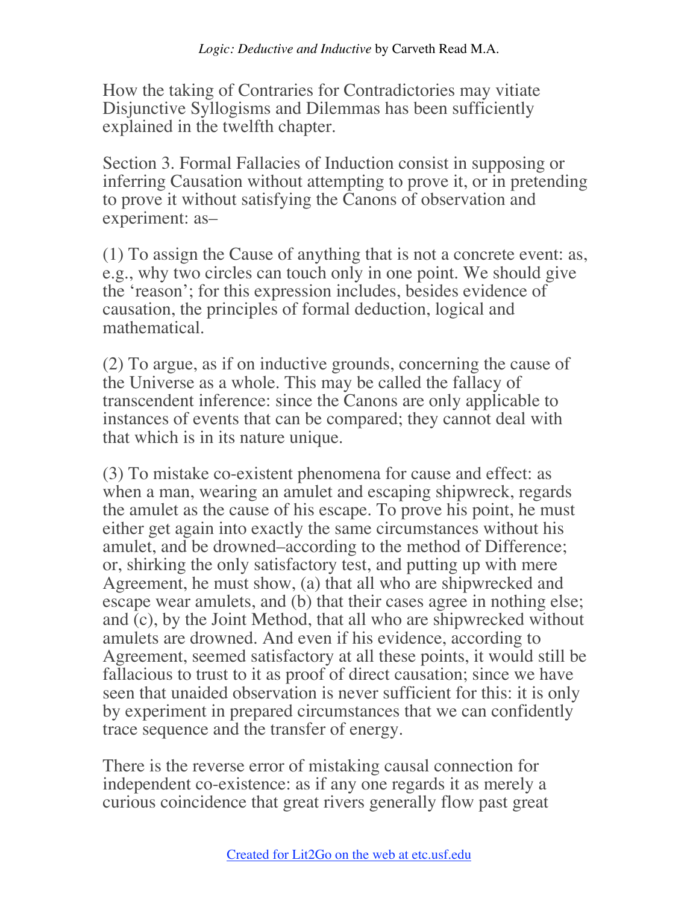How the taking of Contraries for Contradictories may vitiate Disjunctive Syllogisms and Dilemmas has been sufficiently explained in the twelfth chapter.

Section 3. Formal Fallacies of Induction consist in supposing or inferring Causation without attempting to prove it, or in pretending to prove it without satisfying the Canons of observation and experiment: as–

(1) To assign the Cause of anything that is not a concrete event: as, e.g., why two circles can touch only in one point. We should give the 'reason'; for this expression includes, besides evidence of causation, the principles of formal deduction, logical and mathematical.

(2) To argue, as if on inductive grounds, concerning the cause of the Universe as a whole. This may be called the fallacy of transcendent inference: since the Canons are only applicable to instances of events that can be compared; they cannot deal with that which is in its nature unique.

(3) To mistake co-existent phenomena for cause and effect: as when a man, wearing an amulet and escaping shipwreck, regards the amulet as the cause of his escape. To prove his point, he must either get again into exactly the same circumstances without his amulet, and be drowned–according to the method of Difference; or, shirking the only satisfactory test, and putting up with mere Agreement, he must show, (a) that all who are shipwrecked and escape wear amulets, and (b) that their cases agree in nothing else; and (c), by the Joint Method, that all who are shipwrecked without amulets are drowned. And even if his evidence, according to Agreement, seemed satisfactory at all these points, it would still be fallacious to trust to it as proof of direct causation; since we have seen that unaided observation is never sufficient for this: it is only by experiment in prepared circumstances that we can confidently trace sequence and the transfer of energy.

There is the reverse error of mistaking causal connection for independent co-existence: as if any one regards it as merely a curious coincidence that great rivers generally flow past great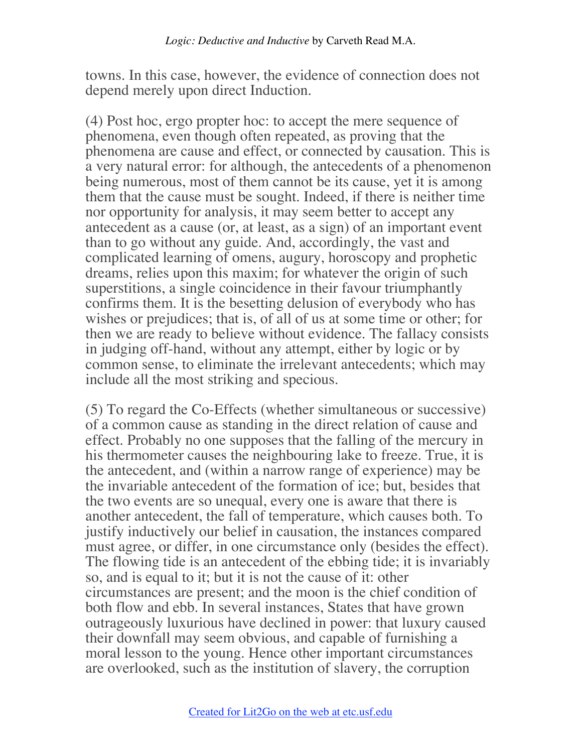towns. In this case, however, the evidence of connection does not depend merely upon direct Induction.

(4) Post hoc, ergo propter hoc: to accept the mere sequence of phenomena, even though often repeated, as proving that the phenomena are cause and effect, or connected by causation. This is a very natural error: for although, the antecedents of a phenomenon being numerous, most of them cannot be its cause, yet it is among them that the cause must be sought. Indeed, if there is neither time nor opportunity for analysis, it may seem better to accept any antecedent as a cause (or, at least, as a sign) of an important event than to go without any guide. And, accordingly, the vast and complicated learning of omens, augury, horoscopy and prophetic dreams, relies upon this maxim; for whatever the origin of such superstitions, a single coincidence in their favour triumphantly confirms them. It is the besetting delusion of everybody who has wishes or prejudices; that is, of all of us at some time or other; for then we are ready to believe without evidence. The fallacy consists in judging off-hand, without any attempt, either by logic or by common sense, to eliminate the irrelevant antecedents; which may include all the most striking and specious.

(5) To regard the Co-Effects (whether simultaneous or successive) of a common cause as standing in the direct relation of cause and effect. Probably no one supposes that the falling of the mercury in his thermometer causes the neighbouring lake to freeze. True, it is the antecedent, and (within a narrow range of experience) may be the invariable antecedent of the formation of ice; but, besides that the two events are so unequal, every one is aware that there is another antecedent, the fall of temperature, which causes both. To justify inductively our belief in causation, the instances compared must agree, or differ, in one circumstance only (besides the effect). The flowing tide is an antecedent of the ebbing tide; it is invariably so, and is equal to it; but it is not the cause of it: other circumstances are present; and the moon is the chief condition of both flow and ebb. In several instances, States that have grown outrageously luxurious have declined in power: that luxury caused their downfall may seem obvious, and capable of furnishing a moral lesson to the young. Hence other important circumstances are overlooked, such as the institution of slavery, the corruption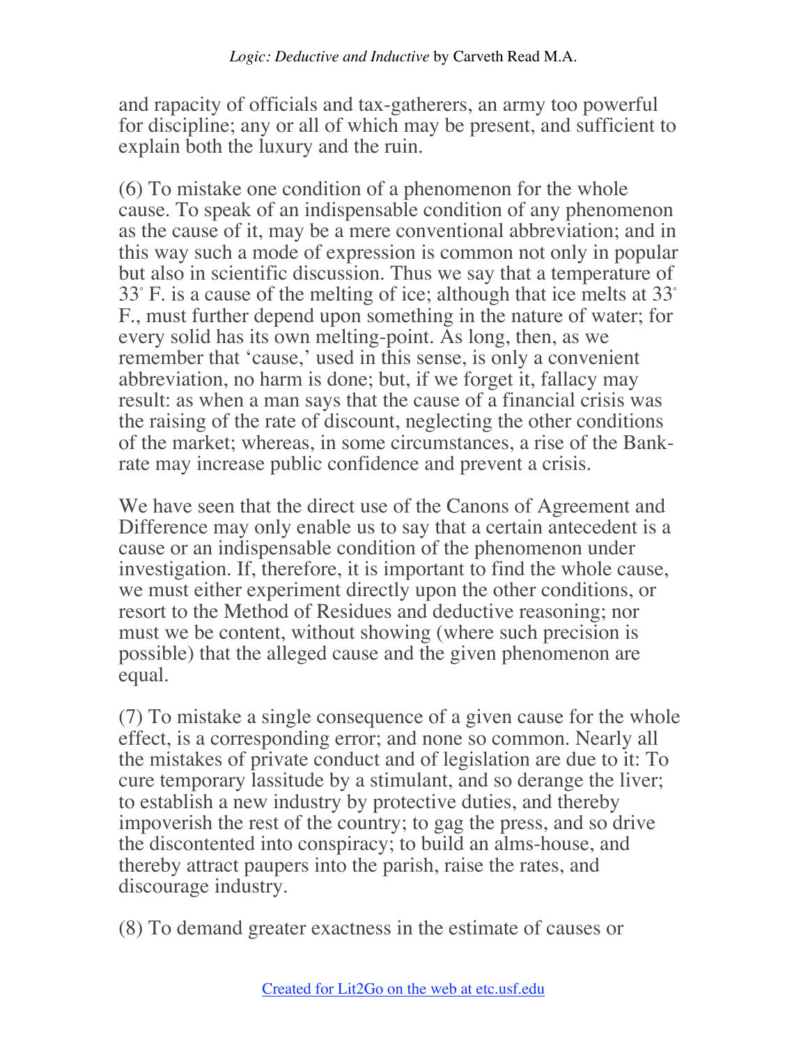and rapacity of officials and tax-gatherers, an army too powerful for discipline; any or all of which may be present, and sufficient to explain both the luxury and the ruin.

(6) To mistake one condition of a phenomenon for the whole cause. To speak of an indispensable condition of any phenomenon as the cause of it, may be a mere conventional abbreviation; and in this way such a mode of expression is common not only in popular but also in scientific discussion. Thus we say that a temperature of 33° F. is a cause of the melting of ice; although that ice melts at 33° F., must further depend upon something in the nature of water; for every solid has its own melting-point. As long, then, as we remember that 'cause,' used in this sense, is only a convenient abbreviation, no harm is done; but, if we forget it, fallacy may result: as when a man says that the cause of a financial crisis was the raising of the rate of discount, neglecting the other conditions of the market; whereas, in some circumstances, a rise of the Bank-rate may increase public confidence and prevent a crisis.

We have seen that the direct use of the Canons of Agreement and Difference may only enable us to say that a certain antecedent is a cause or an indispensable condition of the phenomenon under investigation. If, therefore, it is important to find the whole cause, we must either experiment directly upon the other conditions, or resort to the Method of Residues and deductive reasoning; nor must we be content, without showing (where such precision is possible) that the alleged cause and the given phenomenon are equal.

(7) To mistake a single consequence of a given cause for the whole effect, is a corresponding error; and none so common. Nearly all the mistakes of private conduct and of legislation are due to it: To cure temporary lassitude by a stimulant, and so derange the liver; to establish a new industry by protective duties, and thereby impoverish the rest of the country; to gag the press, and so drive the discontented into conspiracy; to build an alms-house, and thereby attract paupers into the parish, raise the rates, and discourage industry.

(8) To demand greater exactness in the estimate of causes or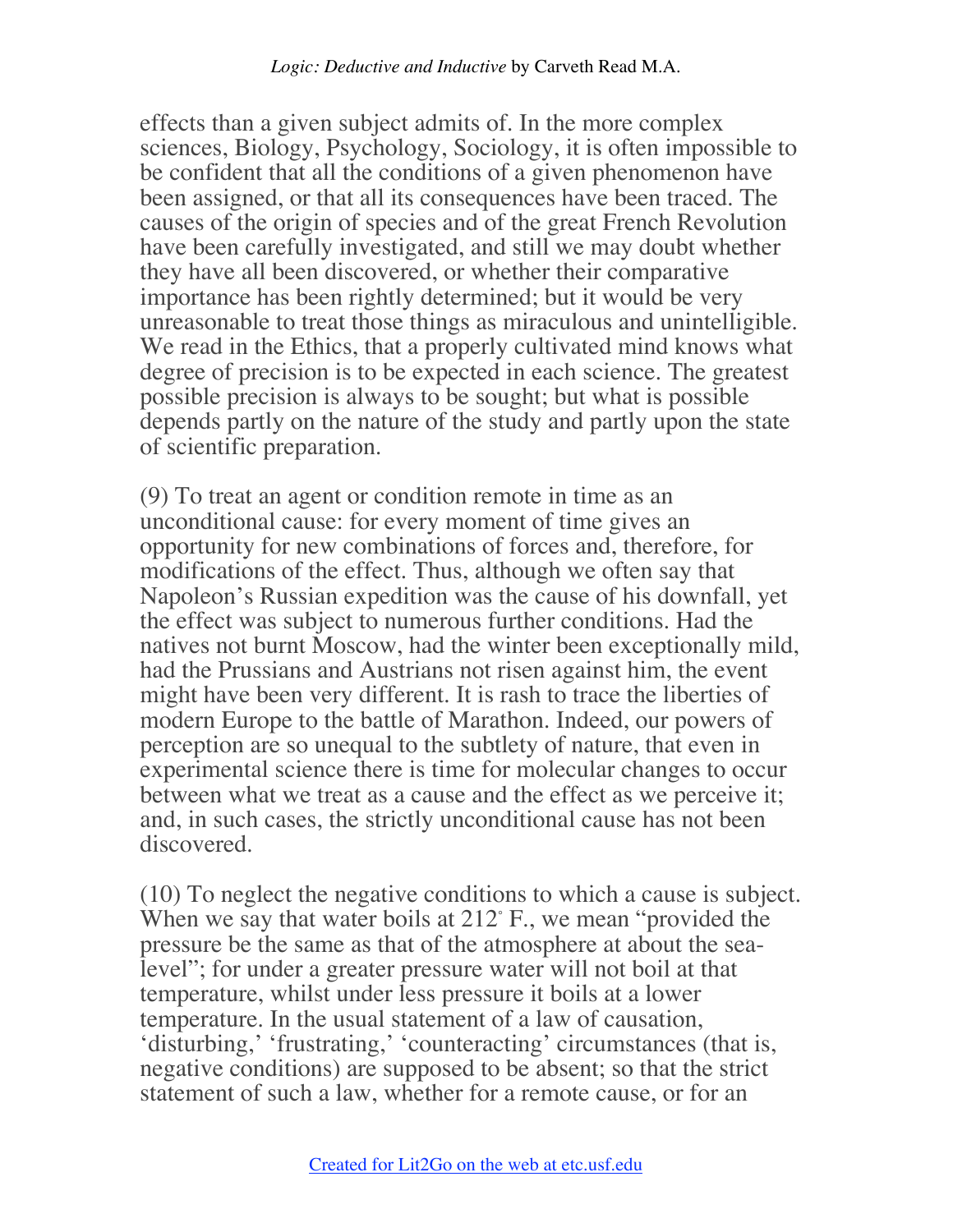effects than a given subject admits of. In the more complex sciences, Biology, Psychology, Sociology, it is often impossible to be confident that all the conditions of a given phenomenon have been assigned, or that all its consequences have been traced. The causes of the origin of species and of the great French Revolution have been carefully investigated, and still we may doubt whether they have all been discovered, or whether their comparative importance has been rightly determined; but it would be very unreasonable to treat those things as miraculous and unintelligible. We read in the Ethics, that a properly cultivated mind knows what degree of precision is to be expected in each science. The greatest possible precision is always to be sought; but what is possible depends partly on the nature of the study and partly upon the state of scientific preparation.

(9) To treat an agent or condition remote in time as an unconditional cause: for every moment of time gives an opportunity for new combinations of forces and, therefore, for modifications of the effect. Thus, although we often say that Napoleon's Russian expedition was the cause of his downfall, yet the effect was subject to numerous further conditions. Had the natives not burnt Moscow, had the winter been exceptionally mild, had the Prussians and Austrians not risen against him, the event might have been very different. It is rash to trace the liberties of modern Europe to the battle of Marathon. Indeed, our powers of perception are so unequal to the subtlety of nature, that even in experimental science there is time for molecular changes to occur between what we treat as a cause and the effect as we perceive it; and, in such cases, the strictly unconditional cause has not been discovered.

(10) To neglect the negative conditions to which a cause is subject. When we say that water boils at 212° F., we mean "provided the pressure be the same as that of the atmosphere at about the sea-level"; for under a greater pressure water will not boil at that temperature, whilst under less pressure it boils at a lower temperature. In the usual statement of a law of causation, 'disturbing,' 'frustrating,' 'counteracting' circumstances (that is, negative conditions) are supposed to be absent; so that the strict statement of such a law, whether for a remote cause, or for an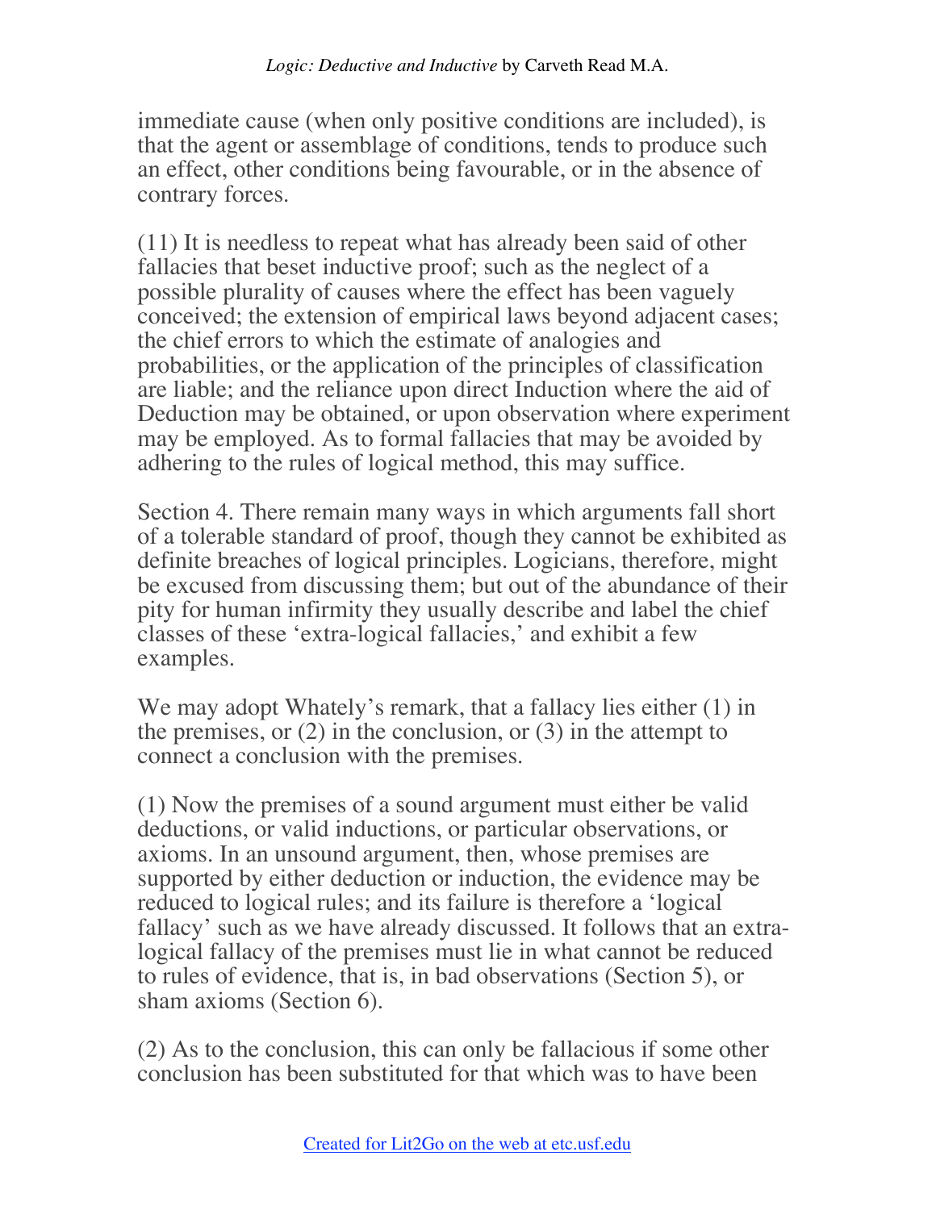immediate cause (when only positive conditions are included), is that the agent or assemblage of conditions, tends to produce such an effect, other conditions being favourable, or in the absence of contrary forces.

(11) It is needless to repeat what has already been said of other fallacies that beset inductive proof; such as the neglect of a possible plurality of causes where the effect has been vaguely conceived; the extension of empirical laws beyond adjacent cases; the chief errors to which the estimate of analogies and probabilities, or the application of the principles of classification are liable; and the reliance upon direct Induction where the aid of Deduction may be obtained, or upon observation where experiment may be employed. As to formal fallacies that may be avoided by adhering to the rules of logical method, this may suffice.

Section 4. There remain many ways in which arguments fall short of a tolerable standard of proof, though they cannot be exhibited as definite breaches of logical principles. Logicians, therefore, might be excused from discussing them; but out of the abundance of their pity for human infirmity they usually describe and label the chief classes of these 'extra-logical fallacies,' and exhibit a few examples.

We may adopt Whately's remark, that a fallacy lies either (1) in the premises, or (2) in the conclusion, or (3) in the attempt to connect a conclusion with the premises.

(1) Now the premises of a sound argument must either be valid deductions, or valid inductions, or particular observations, or axioms. In an unsound argument, then, whose premises are supported by either deduction or induction, the evidence may be reduced to logical rules; and its failure is therefore a 'logical fallacy' such as we have already discussed. It follows that an extra-logical fallacy of the premises must lie in what cannot be reduced to rules of evidence, that is, in bad observations (Section 5), or sham axioms (Section 6).

(2) As to the conclusion, this can only be fallacious if some other conclusion has been substituted for that which was to have been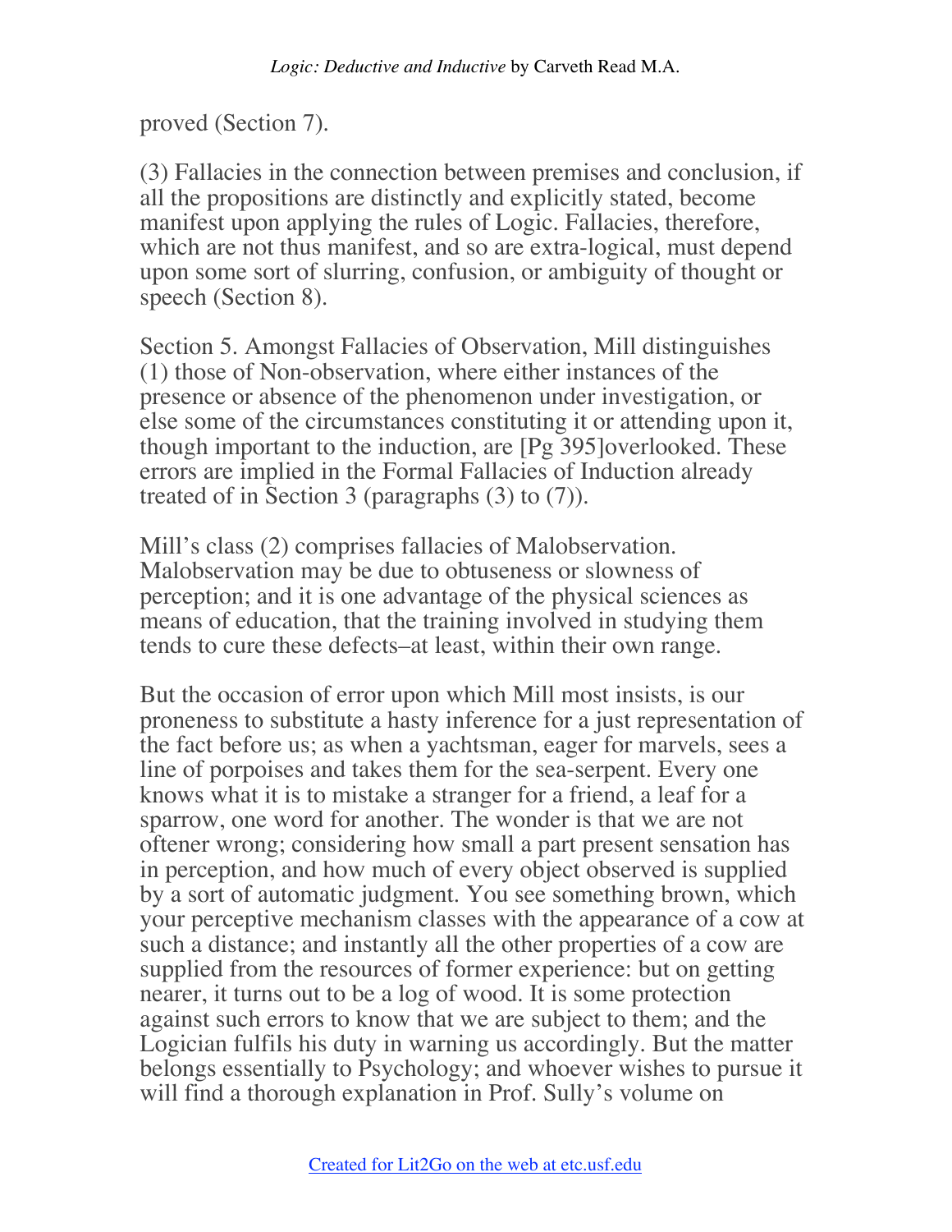proved (Section 7).

(3) Fallacies in the connection between premises and conclusion, if all the propositions are distinctly and explicitly stated, become manifest upon applying the rules of Logic. Fallacies, therefore, which are not thus manifest, and so are extra-logical, must depend upon some sort of slurring, confusion, or ambiguity of thought or speech (Section 8).

Section 5. Amongst Fallacies of Observation, Mill distinguishes (1) those of Non-observation, where either instances of the presence or absence of the phenomenon under investigation, or else some of the circumstances constituting it or attending upon it, though important to the induction, are [Pg 395]overlooked. These errors are implied in the Formal Fallacies of Induction already treated of in Section 3 (paragraphs (3) to (7)).

Mill's class (2) comprises fallacies of Malobservation. Malobservation may be due to obtuseness or slowness of perception; and it is one advantage of the physical sciences as means of education, that the training involved in studying them tends to cure these defects–at least, within their own range.

But the occasion of error upon which Mill most insists, is our proneness to substitute a hasty inference for a just representation of the fact before us; as when a yachtsman, eager for marvels, sees a line of porpoises and takes them for the sea-serpent. Every one knows what it is to mistake a stranger for a friend, a leaf for a sparrow, one word for another. The wonder is that we are not oftener wrong; considering how small a part present sensation has in perception, and how much of every object observed is supplied by a sort of automatic judgment. You see something brown, which your perceptive mechanism classes with the appearance of a cow at such a distance; and instantly all the other properties of a cow are supplied from the resources of former experience: but on getting nearer, it turns out to be a log of wood. It is some protection against such errors to know that we are subject to them; and the Logician fulfils his duty in warning us accordingly. But the matter belongs essentially to Psychology; and whoever wishes to pursue it will find a thorough explanation in Prof. Sully's volume on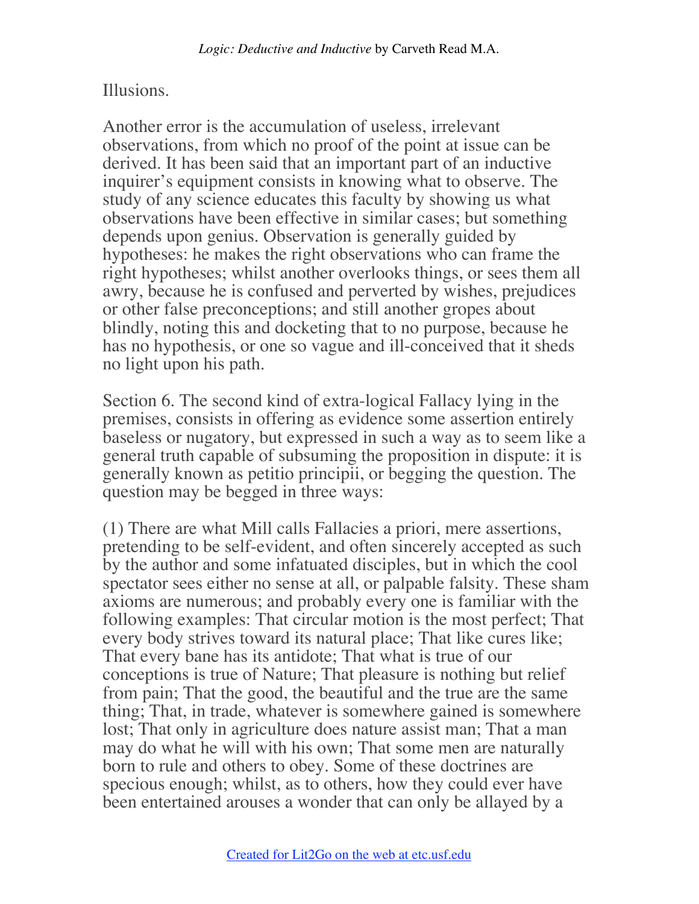Illusions.

Another error is the accumulation of useless, irrelevant observations, from which no proof of the point at issue can be derived. It has been said that an important part of an inductive inquirer's equipment consists in knowing what to observe. The study of any science educates this faculty by showing us what observations have been effective in similar cases; but something depends upon genius. Observation is generally guided by hypotheses: he makes the right observations who can frame the right hypotheses; whilst another overlooks things, or sees them all awry, because he is confused and perverted by wishes, prejudices or other false preconceptions; and still another gropes about blindly, noting this and docketing that to no purpose, because he has no hypothesis, or one so vague and ill-conceived that it sheds no light upon his path.

Section 6. The second kind of extra-logical Fallacy lying in the premises, consists in offering as evidence some assertion entirely baseless or nugatory, but expressed in such a way as to seem like a general truth capable of subsuming the proposition in dispute: it is generally known as petitio principii, or begging the question. The question may be begged in three ways:

(1) There are what Mill calls Fallacies a priori, mere assertions, pretending to be self-evident, and often sincerely accepted as such by the author and some infatuated disciples, but in which the cool spectator sees either no sense at all, or palpable falsity. These sham axioms are numerous; and probably every one is familiar with the following examples: That circular motion is the most perfect; That every body strives toward its natural place; That like cures like; That every bane has its antidote; That what is true of our conceptions is true of Nature; That pleasure is nothing but relief from pain; That the good, the beautiful and the true are the same thing; That, in trade, whatever is somewhere gained is somewhere lost; That only in agriculture does nature assist man; That a man may do what he will with his own; That some men are naturally born to rule and others to obey. Some of these doctrines are specious enough; whilst, as to others, how they could ever have been entertained arouses a wonder that can only be allayed by a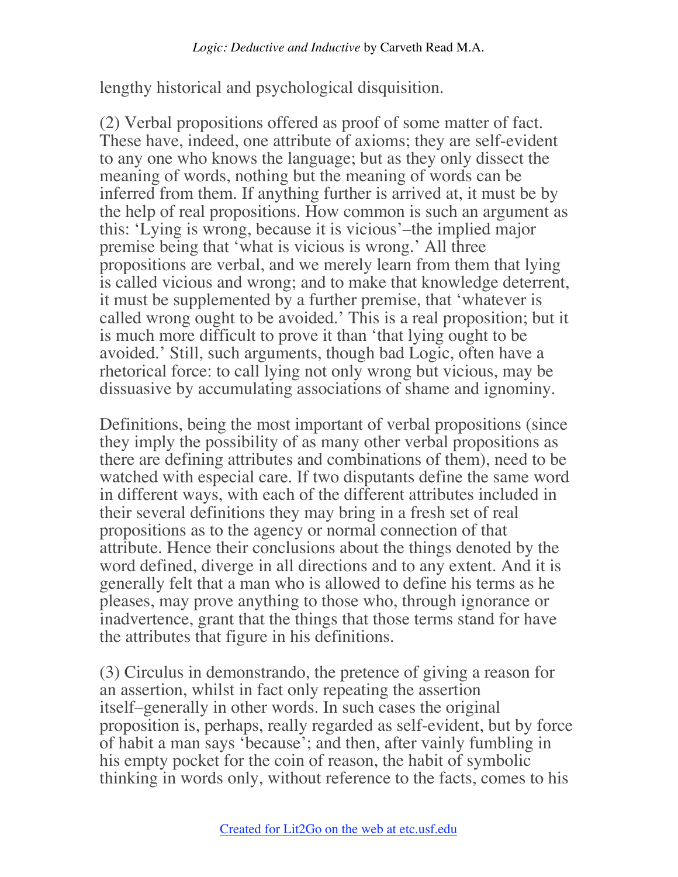lengthy historical and psychological disquisition.

(2) Verbal propositions offered as proof of some matter of fact. These have, indeed, one attribute of axioms; they are self-evident to any one who knows the language; but as they only dissect the meaning of words, nothing but the meaning of words can be inferred from them. If anything further is arrived at, it must be by the help of real propositions. How common is such an argument as this: 'Lying is wrong, because it is vicious'–the implied major premise being that 'what is vicious is wrong.' All three propositions are verbal, and we merely learn from them that lying is called vicious and wrong; and to make that knowledge deterrent, it must be supplemented by a further premise, that 'whatever is called wrong ought to be avoided.' This is a real proposition; but it is much more difficult to prove it than 'that lying ought to be avoided.' Still, such arguments, though bad Logic, often have a rhetorical force: to call lying not only wrong but vicious, may be dissuasive by accumulating associations of shame and ignominy.

Definitions, being the most important of verbal propositions (since they imply the possibility of as many other verbal propositions as there are defining attributes and combinations of them), need to be watched with especial care. If two disputants define the same word in different ways, with each of the different attributes included in their several definitions they may bring in a fresh set of real propositions as to the agency or normal connection of that attribute. Hence their conclusions about the things denoted by the word defined, diverge in all directions and to any extent. And it is generally felt that a man who is allowed to define his terms as he pleases, may prove anything to those who, through ignorance or inadvertence, grant that the things that those terms stand for have the attributes that figure in his definitions.

(3) Circulus in demonstrando, the pretence of giving a reason for an assertion, whilst in fact only repeating the assertion itself–generally in other words. In such cases the original proposition is, perhaps, really regarded as self-evident, but by force of habit a man says 'because'; and then, after vainly fumbling in his empty pocket for the coin of reason, the habit of symbolic thinking in words only, without reference to the facts, comes to his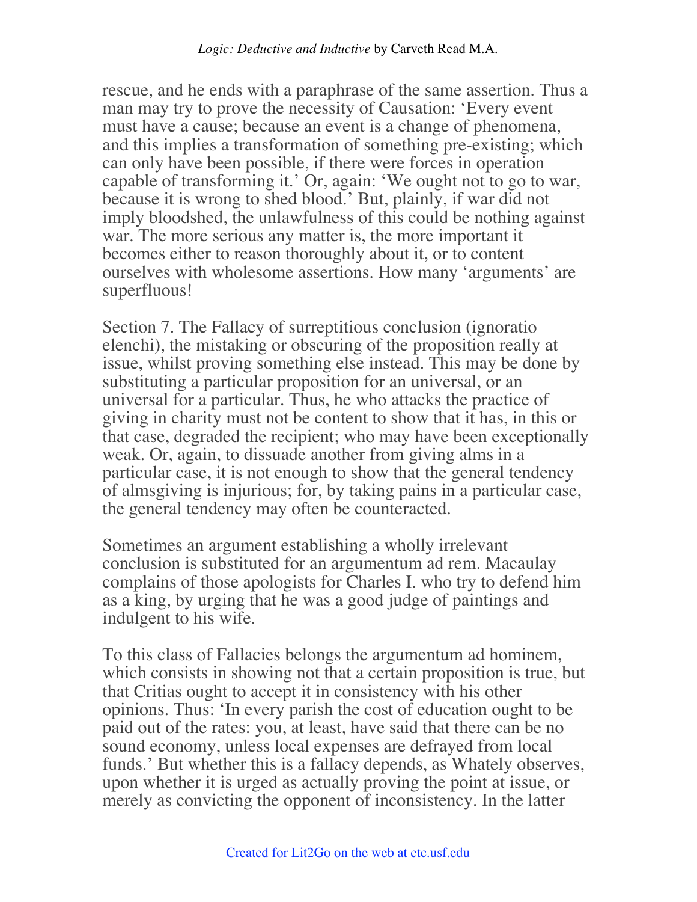rescue, and he ends with a paraphrase of the same assertion. Thus a man may try to prove the necessity of Causation: 'Every event must have a cause; because an event is a change of phenomena, and this implies a transformation of something pre-existing; which can only have been possible, if there were forces in operation capable of transforming it.' Or, again: 'We ought not to go to war, because it is wrong to shed blood.' But, plainly, if war did not imply bloodshed, the unlawfulness of this could be nothing against war. The more serious any matter is, the more important it becomes either to reason thoroughly about it, or to content ourselves with wholesome assertions. How many 'arguments' are superfluous!

Section 7. The Fallacy of surreptitious conclusion (ignoratio elenchi), the mistaking or obscuring of the proposition really at issue, whilst proving something else instead. This may be done by substituting a particular proposition for an universal, or an universal for a particular. Thus, he who attacks the practice of giving in charity must not be content to show that it has, in this or that case, degraded the recipient; who may have been exceptionally weak. Or, again, to dissuade another from giving alms in a particular case, it is not enough to show that the general tendency of almsgiving is injurious; for, by taking pains in a particular case, the general tendency may often be counteracted.

Sometimes an argument establishing a wholly irrelevant conclusion is substituted for an argumentum ad rem. Macaulay complains of those apologists for Charles I. who try to defend him as a king, by urging that he was a good judge of paintings and indulgent to his wife.

To this class of Fallacies belongs the argumentum ad hominem, which consists in showing not that a certain proposition is true, but that Critias ought to accept it in consistency with his other opinions. Thus: 'In every parish the cost of education ought to be paid out of the rates: you, at least, have said that there can be no sound economy, unless local expenses are defrayed from local funds.' But whether this is a fallacy depends, as Whately observes, upon whether it is urged as actually proving the point at issue, or merely as convicting the opponent of inconsistency. In the latter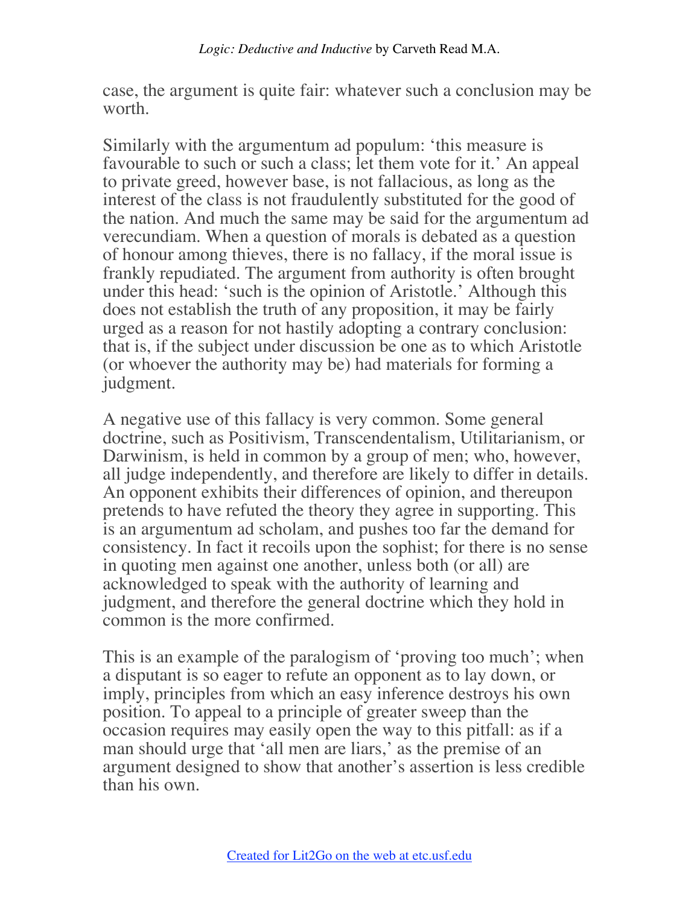case, the argument is quite fair: whatever such a conclusion may be worth.

Similarly with the argumentum ad populum: ‘this measure is favourable to such or such a class; let them vote for it.’ An appeal to private greed, however base, is not fallacious, as long as the interest of the class is not fraudulently substituted for the good of the nation. And much the same may be said for the argumentum ad verecundiam. When a question of morals is debated as a question of honour among thieves, there is no fallacy, if the moral issue is frankly repudiated. The argument from authority is often brought under this head: ‘such is the opinion of Aristotle.’ Although this does not establish the truth of any proposition, it may be fairly urged as a reason for not hastily adopting a contrary conclusion: that is, if the subject under discussion be one as to which Aristotle (or whoever the authority may be) had materials for forming a judgment.

A negative use of this fallacy is very common. Some general doctrine, such as Positivism, Transcendentalism, Utilitarianism, or Darwinism, is held in common by a group of men; who, however, all judge independently, and therefore are likely to differ in details. An opponent exhibits their differences of opinion, and thereupon pretends to have refuted the theory they agree in supporting. This is an argumentum ad scholam, and pushes too far the demand for consistency. In fact it recoils upon the sophist; for there is no sense in quoting men against one another, unless both (or all) are acknowledged to speak with the authority of learning and judgment, and therefore the general doctrine which they hold in common is the more confirmed.

This is an example of the paralogism of ‘proving too much’; when a disputant is so eager to refute an opponent as to lay down, or imply, principles from which an easy inference destroys his own position. To appeal to a principle of greater sweep than the occasion requires may easily open the way to this pitfall: as if a man should urge that ‘all men are liars,’ as the premise of an argument designed to show that another’s assertion is less credible than his own.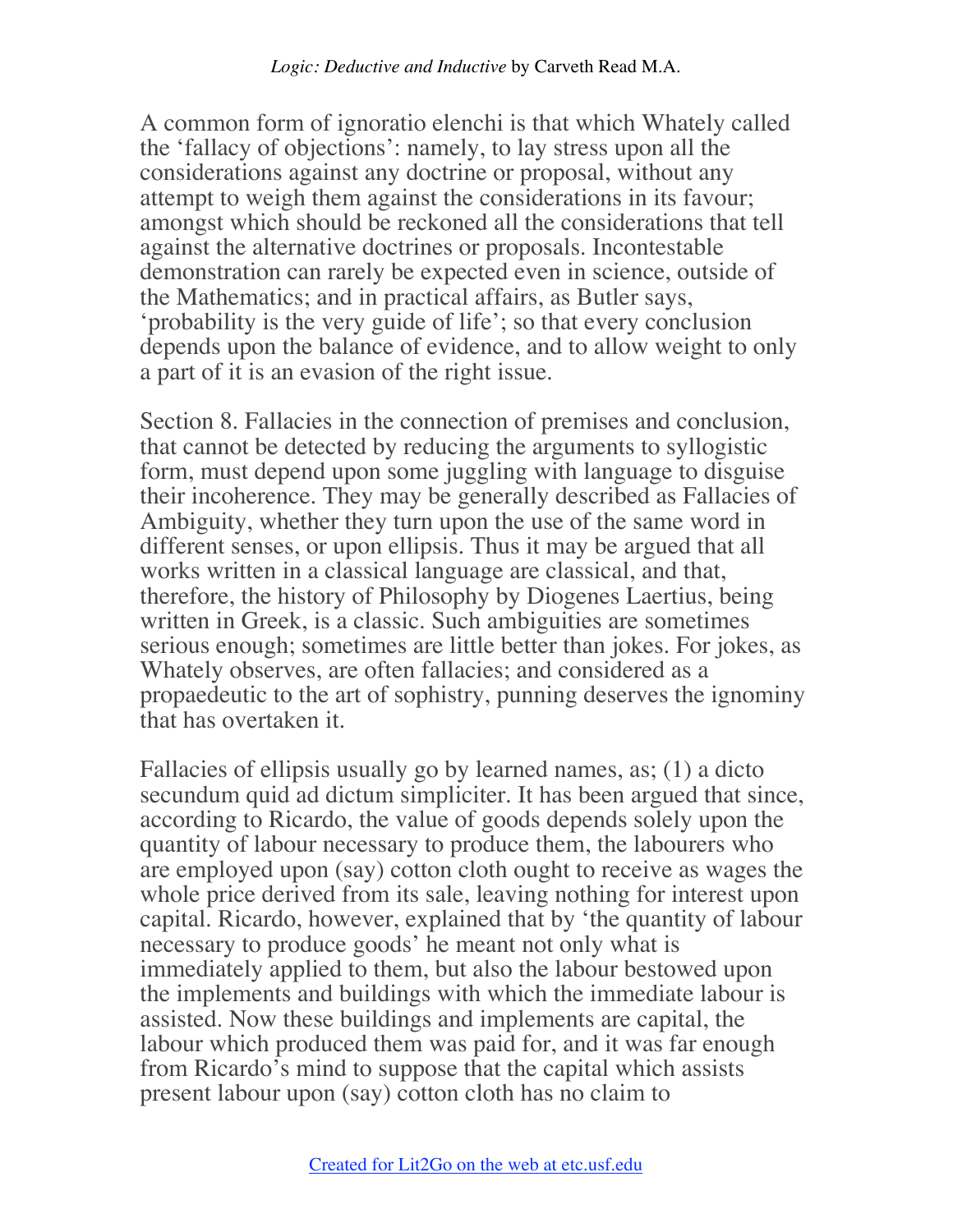A common form of ignoratio elenchi is that which Whately called the 'fallacy of objections': namely, to lay stress upon all the considerations against any doctrine or proposal, without any attempt to weigh them against the considerations in its favour; amongst which should be reckoned all the considerations that tell against the alternative doctrines or proposals. Incontestable demonstration can rarely be expected even in science, outside of the Mathematics; and in practical affairs, as Butler says, 'probability is the very guide of life'; so that every conclusion depends upon the balance of evidence, and to allow weight to only a part of it is an evasion of the right issue.

Section 8. Fallacies in the connection of premises and conclusion, that cannot be detected by reducing the arguments to syllogistic form, must depend upon some juggling with language to disguise their incoherence. They may be generally described as Fallacies of Ambiguity, whether they turn upon the use of the same word in different senses, or upon ellipsis. Thus it may be argued that all works written in a classical language are classical, and that, therefore, the history of Philosophy by Diogenes Laertius, being written in Greek, is a classic. Such ambiguities are sometimes serious enough; sometimes are little better than jokes. For jokes, as Whately observes, are often fallacies; and considered as a propaedeutic to the art of sophistry, punning deserves the ignominy that has overtaken it.

Fallacies of ellipsis usually go by learned names, as; (1) a dicto secundum quid ad dictum simpliciter. It has been argued that since, according to Ricardo, the value of goods depends solely upon the quantity of labour necessary to produce them, the labourers who are employed upon (say) cotton cloth ought to receive as wages the whole price derived from its sale, leaving nothing for interest upon capital. Ricardo, however, explained that by 'the quantity of labour necessary to produce goods' he meant not only what is immediately applied to them, but also the labour bestowed upon the implements and buildings with which the immediate labour is assisted. Now these buildings and implements are capital, the labour which produced them was paid for, and it was far enough from Ricardo's mind to suppose that the capital which assists present labour upon (say) cotton cloth has no claim to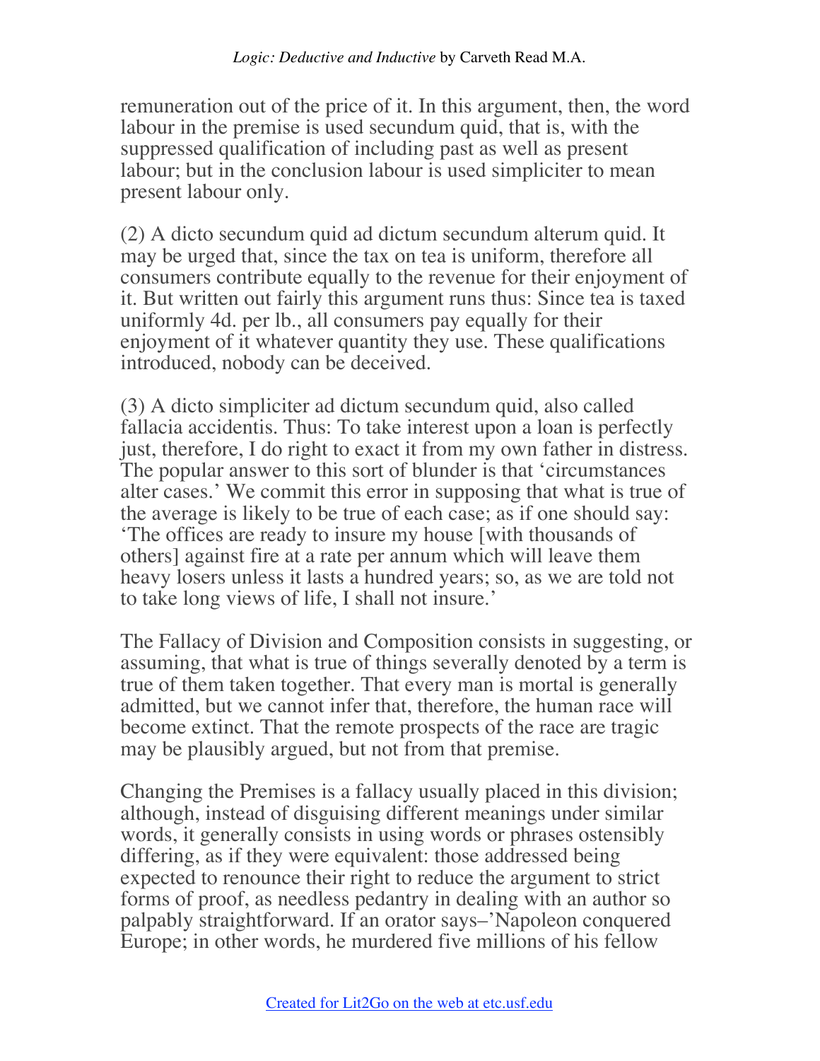remuneration out of the price of it. In this argument, then, the word labour in the premise is used secundum quid, that is, with the suppressed qualification of including past as well as present labour; but in the conclusion labour is used simpliciter to mean present labour only.

(2) A dicto secundum quid ad dictum secundum alterum quid. It may be urged that, since the tax on tea is uniform, therefore all consumers contribute equally to the revenue for their enjoyment of it. But written out fairly this argument runs thus: Since tea is taxed uniformly 4d. per lb., all consumers pay equally for their enjoyment of it whatever quantity they use. These qualifications introduced, nobody can be deceived.

(3) A dicto simpliciter ad dictum secundum quid, also called fallacia accidentis. Thus: To take interest upon a loan is perfectly just, therefore, I do right to exact it from my own father in distress. The popular answer to this sort of blunder is that 'circumstances alter cases.' We commit this error in supposing that what is true of the average is likely to be true of each case; as if one should say: 'The offices are ready to insure my house [with thousands of others] against fire at a rate per annum which will leave them heavy losers unless it lasts a hundred years; so, as we are told not to take long views of life, I shall not insure.'

The Fallacy of Division and Composition consists in suggesting, or assuming, that what is true of things severally denoted by a term is true of them taken together. That every man is mortal is generally admitted, but we cannot infer that, therefore, the human race will become extinct. That the remote prospects of the race are tragic may be plausibly argued, but not from that premise.

Changing the Premises is a fallacy usually placed in this division; although, instead of disguising different meanings under similar words, it generally consists in using words or phrases ostensibly differing, as if they were equivalent: those addressed being expected to renounce their right to reduce the argument to strict forms of proof, as needless pedantry in dealing with an author so palpably straightforward. If an orator says–'Napoleon conquered Europe; in other words, he murdered five millions of his fellow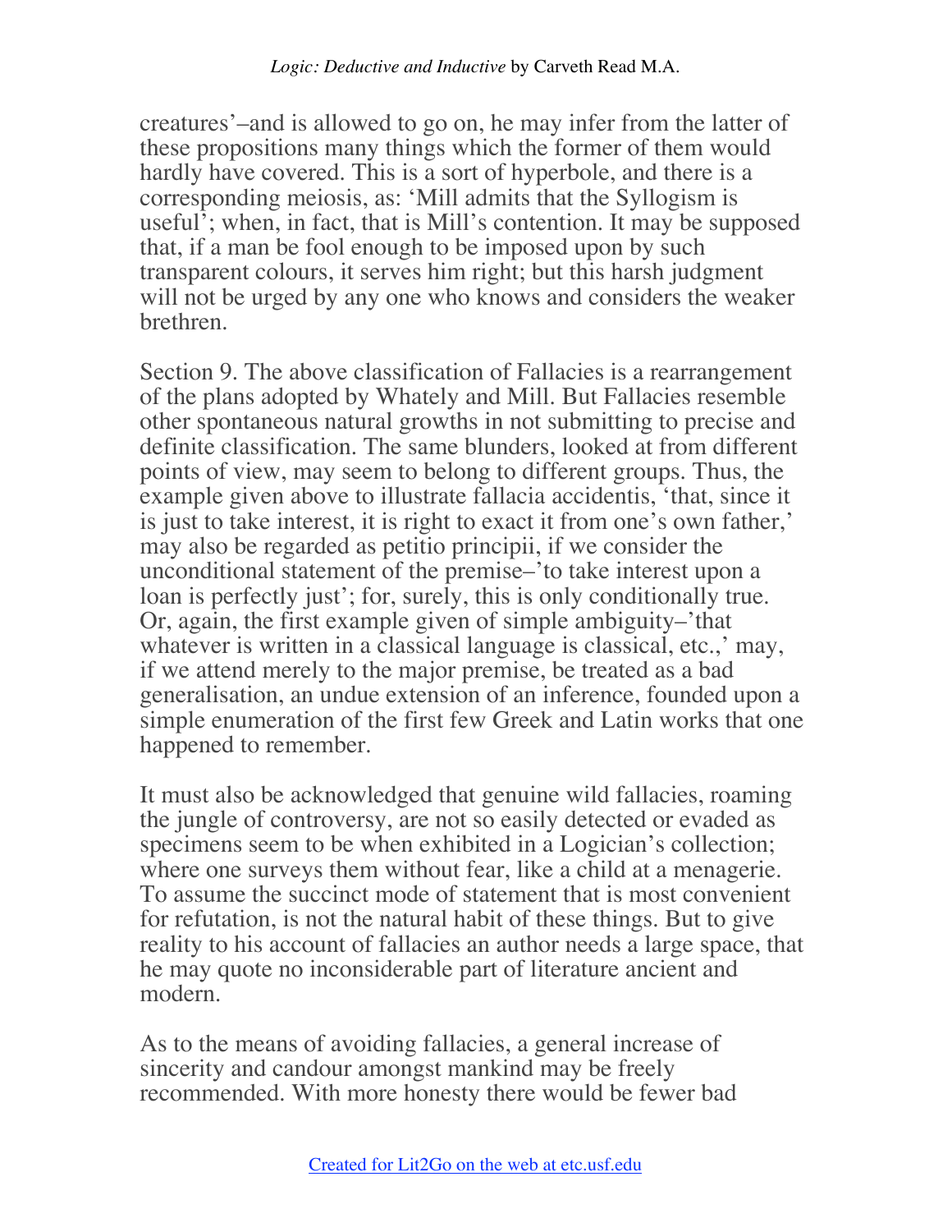creatures'–and is allowed to go on, he may infer from the latter of these propositions many things which the former of them would hardly have covered. This is a sort of hyperbole, and there is a corresponding meiosis, as: 'Mill admits that the Syllogism is useful'; when, in fact, that is Mill's contention. It may be supposed that, if a man be fool enough to be imposed upon by such transparent colours, it serves him right; but this harsh judgment will not be urged by any one who knows and considers the weaker brethren.

Section 9. The above classification of Fallacies is a rearrangement of the plans adopted by Whately and Mill. But Fallacies resemble other spontaneous natural growths in not submitting to precise and definite classification. The same blunders, looked at from different points of view, may seem to belong to different groups. Thus, the example given above to illustrate fallacia accidentis, 'that, since it is just to take interest, it is right to exact it from one's own father,' may also be regarded as petitio principii, if we consider the unconditional statement of the premise–'to take interest upon a loan is perfectly just'; for, surely, this is only conditionally true. Or, again, the first example given of simple ambiguity–'that whatever is written in a classical language is classical, etc.,' may, if we attend merely to the major premise, be treated as a bad generalisation, an undue extension of an inference, founded upon a simple enumeration of the first few Greek and Latin works that one happened to remember.

It must also be acknowledged that genuine wild fallacies, roaming the jungle of controversy, are not so easily detected or evaded as specimens seem to be when exhibited in a Logician's collection; where one surveys them without fear, like a child at a menagerie. To assume the succinct mode of statement that is most convenient for refutation, is not the natural habit of these things. But to give reality to his account of fallacies an author needs a large space, that he may quote no inconsiderable part of literature ancient and modern.

As to the means of avoiding fallacies, a general increase of sincerity and candour amongst mankind may be freely recommended. With more honesty there would be fewer bad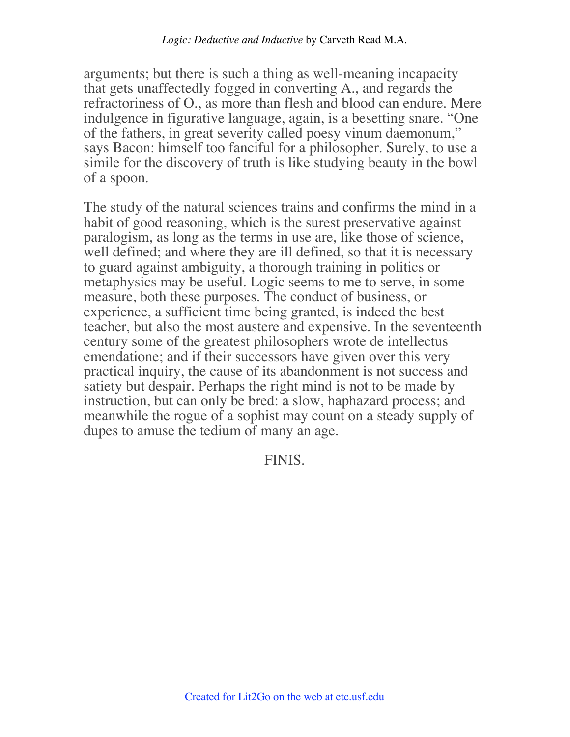arguments; but there is such a thing as well-meaning incapacity that gets unaffectedly fogged in converting A., and regards the refractoriness of O., as more than flesh and blood can endure. Mere indulgence in figurative language, again, is a besetting snare. "One of the fathers, in great severity called poesy vinum daemonum," says Bacon: himself too fanciful for a philosopher. Surely, to use a simile for the discovery of truth is like studying beauty in the bowl of a spoon.

The study of the natural sciences trains and confirms the mind in a habit of good reasoning, which is the surest preservative against paralogism, as long as the terms in use are, like those of science, well defined; and where they are ill defined, so that it is necessary to guard against ambiguity, a thorough training in politics or metaphysics may be useful. Logic seems to me to serve, in some measure, both these purposes. The conduct of business, or experience, a sufficient time being granted, is indeed the best teacher, but also the most austere and expensive. In the seventeenth century some of the greatest philosophers wrote de intellectus emendatione; and if their successors have given over this very practical inquiry, the cause of its abandonment is not success and satiety but despair. Perhaps the right mind is not to be made by instruction, but can only be bred: a slow, haphazard process; and meanwhile the rogue of a sophist may count on a steady supply of dupes to amuse the tedium of many an age.

FINIS.